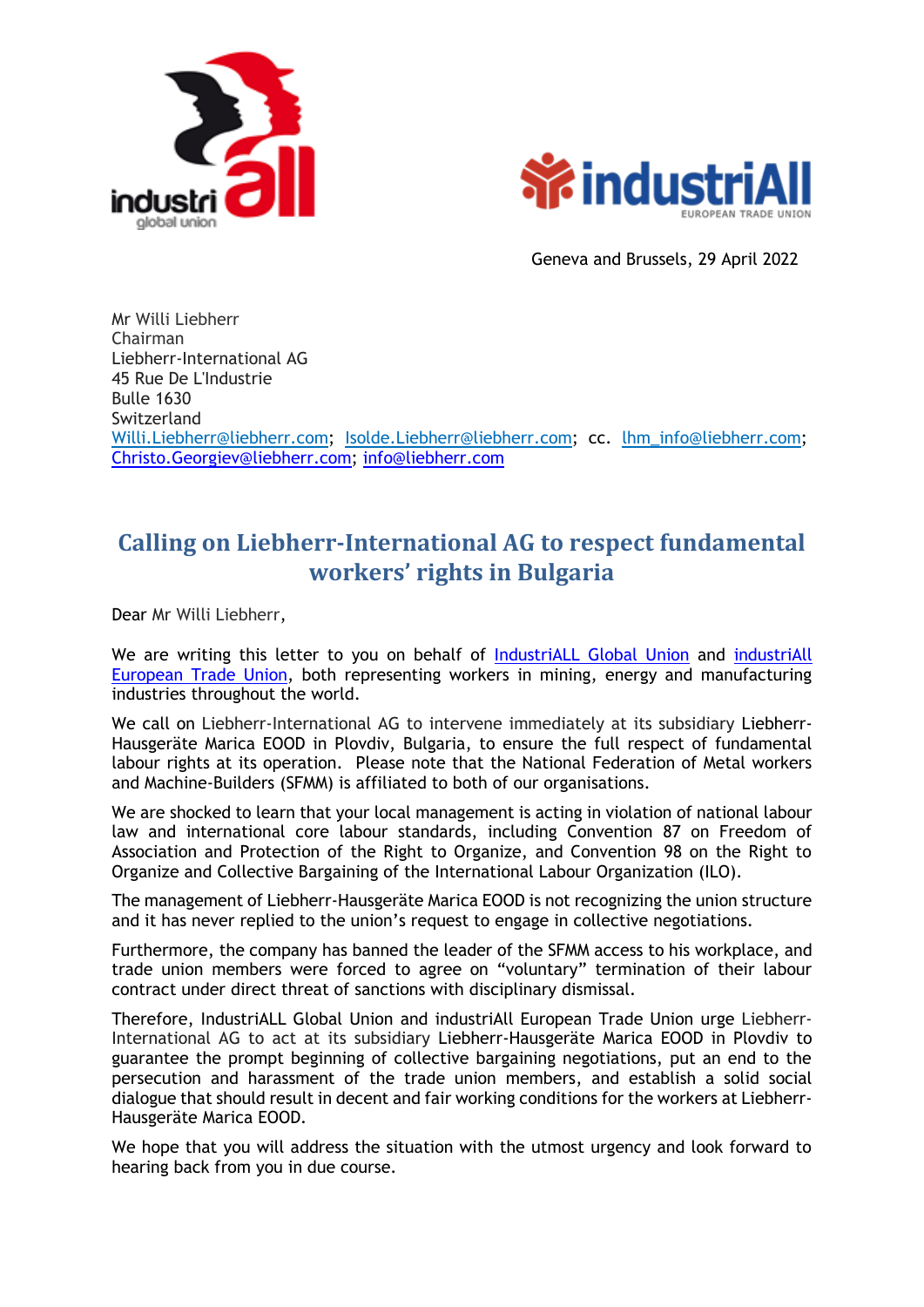Geneva and Brussels, 29 April 2022

Mr Willi Liebherr
Chairman
Liebherr-International AG
45 Rue De L'Industrie
Bulle 1630
Switzerland
Willi.Liebherr@liebherr.com; Isolde.Liebherr@liebherr.com; cc. lhm_info@liebherr.com; Christo.Georgiev@liebherr.com; info@liebherr.com

# Calling on Liebherr-International AG to respect fundamental workers' rights in Bulgaria

Dear Mr Willi Liebherr,

We are writing this letter to you on behalf of IndustriALL Global Union and industriAll European Trade Union, both representing workers in mining, energy and manufacturing industries throughout the world.

We call on Liebherr-International AG to intervene immediately at its subsidiary Liebherr-Hausgeräte Marica EOOD in Plovdiv, Bulgaria, to ensure the full respect of fundamental labour rights at its operation. Please note that the National Federation of Metal workers and Machine-Builders (SFMM) is affiliated to both of our organisations.

We are shocked to learn that your local management is acting in violation of national labour law and international core labour standards, including Convention 87 on Freedom of Association and Protection of the Right to Organize, and Convention 98 on the Right to Organize and Collective Bargaining of the International Labour Organization (ILO).

The management of Liebherr-Hausgeräte Marica EOOD is not recognizing the union structure and it has never replied to the union's request to engage in collective negotiations.

Furthermore, the company has banned the leader of the SFMM access to his workplace, and trade union members were forced to agree on "voluntary" termination of their labour contract under direct threat of sanctions with disciplinary dismissal.

Therefore, IndustriALL Global Union and industriAll European Trade Union urge Liebherr-International AG to act at its subsidiary Liebherr-Hausgeräte Marica EOOD in Plovdiv to guarantee the prompt beginning of collective bargaining negotiations, put an end to the persecution and harassment of the trade union members, and establish a solid social dialogue that should result in decent and fair working conditions for the workers at Liebherr-Hausgeräte Marica EOOD.

We hope that you will address the situation with the utmost urgency and look forward to hearing back from you in due course.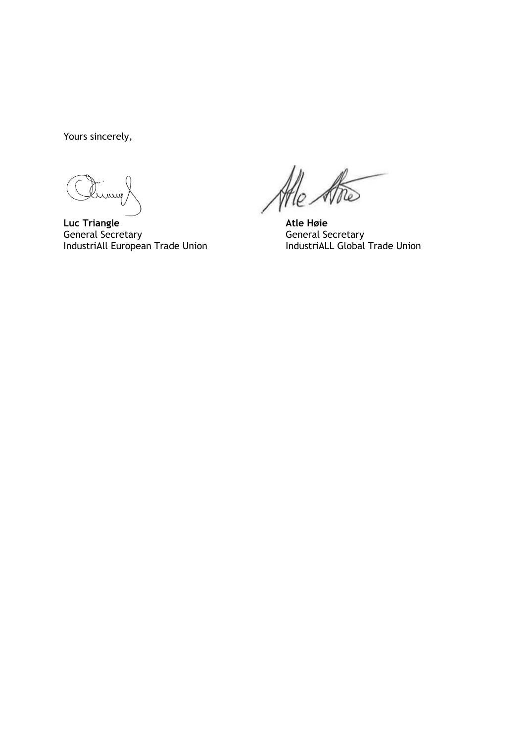Yours sincerely,

**Luc Triangle**
General Secretary
IndustriAll European Trade Union

**Atle Høie**
General Secretary
IndustriALL Global Trade Union